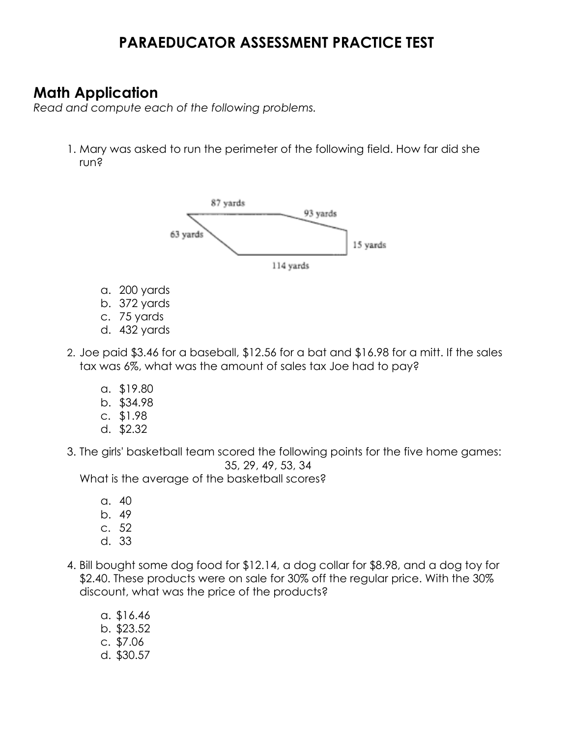# PARAEDUCATOR ASSESSMENT PRACTICE TEST

## Math Application

*Read and compute each of the following problems.*

1. Mary was asked to run the perimeter of the following field. How far did she run?

   87 yards, 93 yards, 63 yards, 15 yards, 114 yards

   a. 200 yards
   b. 372 yards
   c. 75 yards
   d. 432 yards

2. Joe paid $3.46 for a baseball, $12.56 for a bat and $16.98 for a mitt. If the sales tax was 6%, what was the amount of sales tax Joe had to pay?

   a. $19.80
   b. $34.98
   c. $1.98
   d. $2.32

3. The girls' basketball team scored the following points for the five home games:

   35, 29, 49, 53, 34

   What is the average of the basketball scores?

   a. 40
   b. 49
   c. 52
   d. 33

4. Bill bought some dog food for $12.14, a dog collar for $8.98, and a dog toy for $2.40. These products were on sale for 30% off the regular price. With the 30% discount, what was the price of the products?

   a. $16.46
   b. $23.52
   c. $7.06
   d. $30.57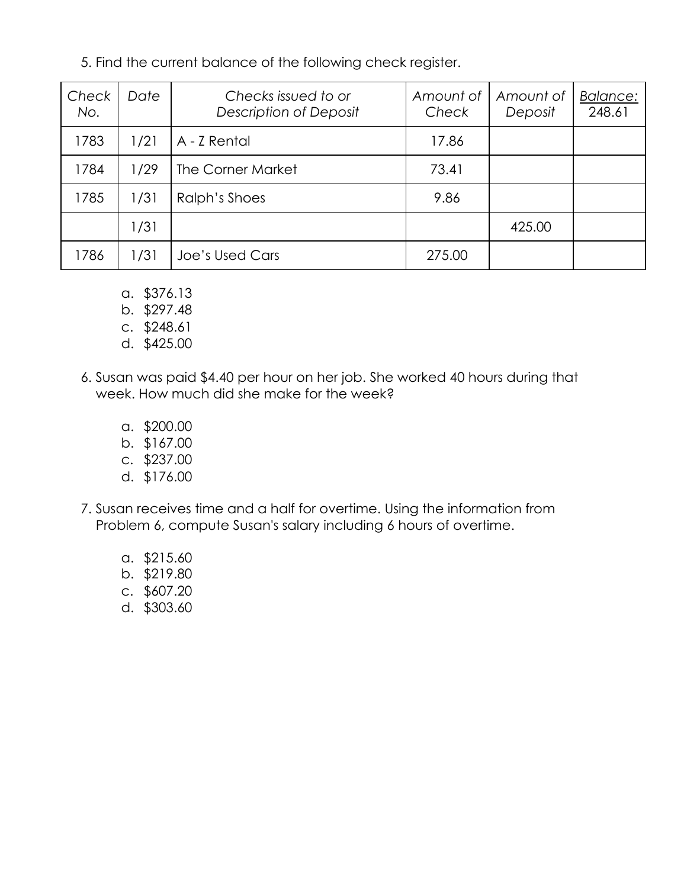5. Find the current balance of the following check register.

| *Check No.* | *Date* | *Checks issued to or Description of Deposit* | *Amount of Check* | *Amount of Deposit* | *Balance:* 248.61 |
|---|---|---|---|---|---|
| 1783 | 1/21 | A - Z Rental | 17.86 | | |
| 1784 | 1/29 | The Corner Market | 73.41 | | |
| 1785 | 1/31 | Ralph's Shoes | 9.86 | | |
| | 1/31 | | | 425.00 | |
| 1786 | 1/31 | Joe's Used Cars | 275.00 | | |

a. $376.13
b. $297.48
c. $248.61
d. $425.00

6. Susan was paid $4.40 per hour on her job. She worked 40 hours during that week. How much did she make for the week?

a. $200.00
b. $167.00
c. $237.00
d. $176.00

7. Susan receives time and a half for overtime. Using the information from Problem 6, compute Susan's salary including 6 hours of overtime.

a. $215.60
b. $219.80
c. $607.20
d. $303.60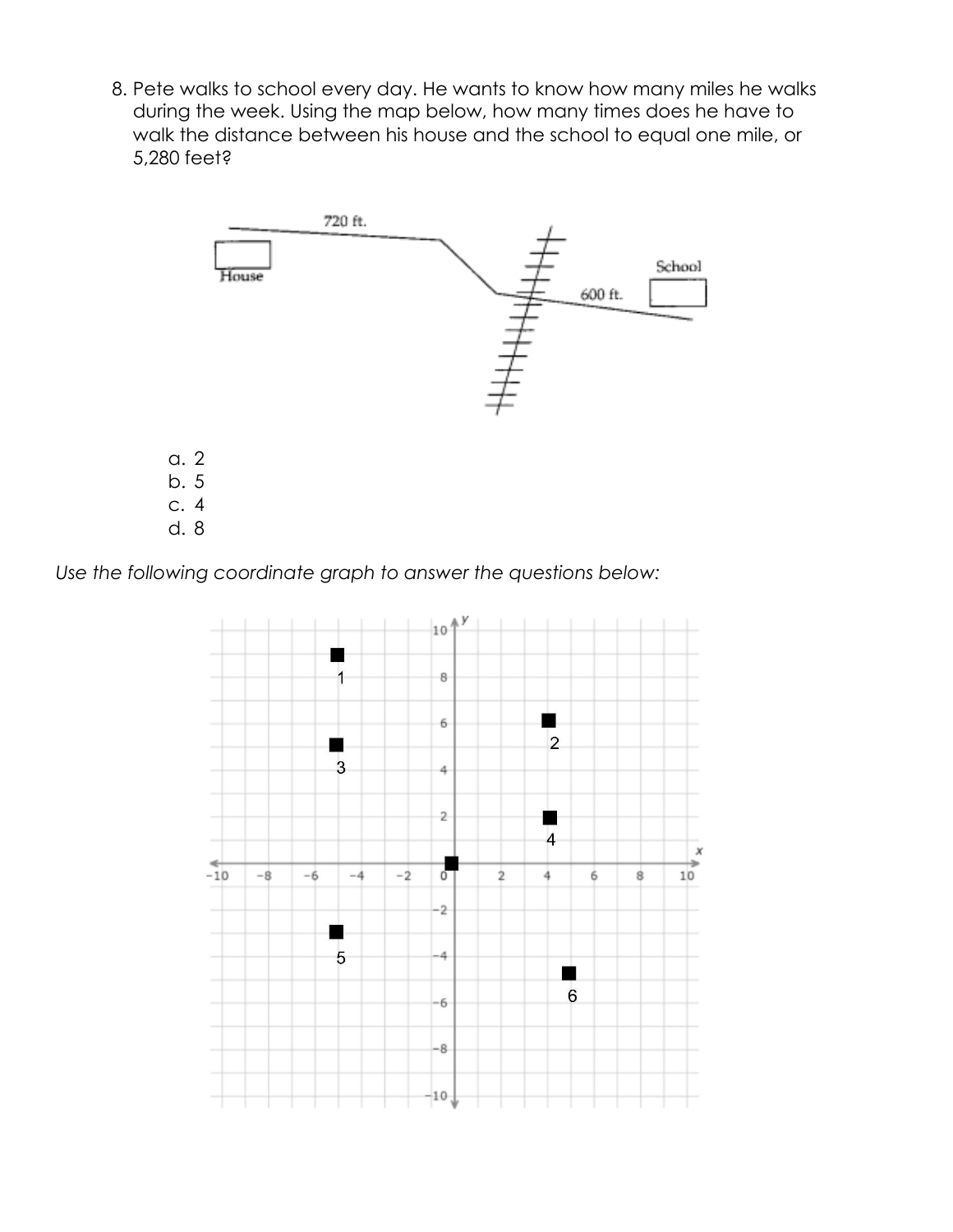8. Pete walks to school every day. He wants to know how many miles he walks during the week. Using the map below, how many times does he have to walk the distance between his house and the school to equal one mile, or 5,280 feet?

   a. 2
   b. 5
   c. 4
   d. 8

*Use the following coordinate graph to answer the questions below:*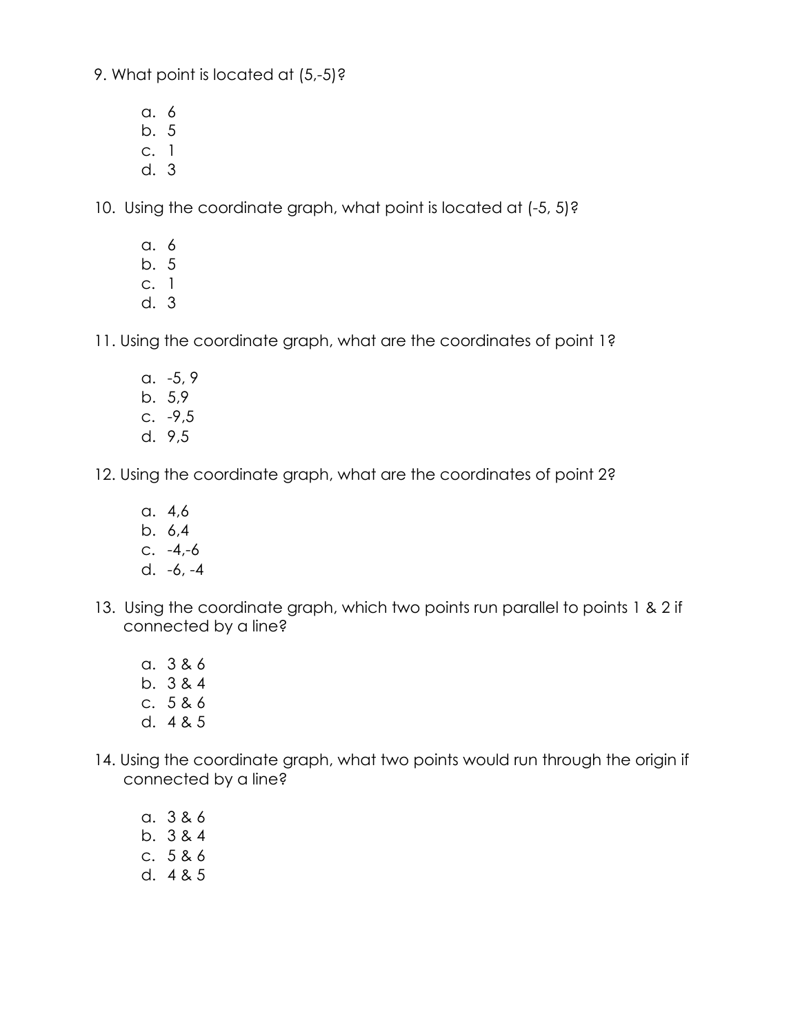9. What point is located at (5,-5)?

   a. 6
   b. 5
   c. 1
   d. 3

10. Using the coordinate graph, what point is located at (-5, 5)?

    a. 6
    b. 5
    c. 1
    d. 3

11. Using the coordinate graph, what are the coordinates of point 1?

    a. -5, 9
    b. 5,9
    c. -9,5
    d. 9,5

12. Using the coordinate graph, what are the coordinates of point 2?

    a. 4,6
    b. 6,4
    c. -4,-6
    d. -6, -4

13. Using the coordinate graph, which two points run parallel to points 1 & 2 if connected by a line?

    a. 3 & 6
    b. 3 & 4
    c. 5 & 6
    d. 4 & 5

14. Using the coordinate graph, what two points would run through the origin if connected by a line?

    a. 3 & 6
    b. 3 & 4
    c. 5 & 6
    d. 4 & 5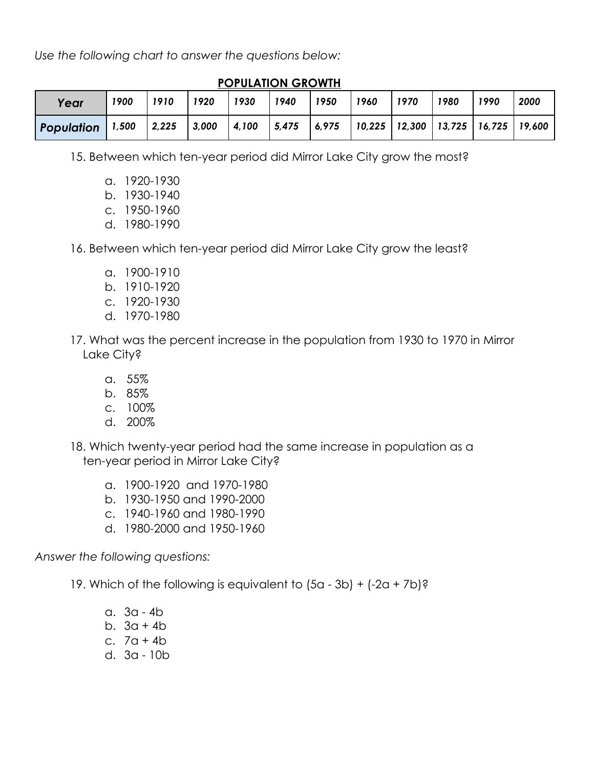*Use the following chart to answer the questions below:*

**POPULATION GROWTH**

| *Year* | *1900* | *1910* | *1920* | *1930* | *1940* | *1950* | *1960* | *1970* | *1980* | *1990* | *2000* |
|---|---|---|---|---|---|---|---|---|---|---|---|
| *Population* | *1,500* | *2,225* | *3,000* | *4,100* | *5,475* | *6,975* | *10,225* | *12,300* | *13,725* | *16,725* | *19,600* |

15. Between which ten-year period did Mirror Lake City grow the most?

    a. 1920-1930
    b. 1930-1940
    c. 1950-1960
    d. 1980-1990

16. Between which ten-year period did Mirror Lake City grow the least?

    a. 1900-1910
    b. 1910-1920
    c. 1920-1930
    d. 1970-1980

17. What was the percent increase in the population from 1930 to 1970 in Mirror Lake City?

    a. 55%
    b. 85%
    c. 100%
    d. 200%

18. Which twenty-year period had the same increase in population as a ten-year period in Mirror Lake City?

    a. 1900-1920 and 1970-1980
    b. 1930-1950 and 1990-2000
    c. 1940-1960 and 1980-1990
    d. 1980-2000 and 1950-1960

*Answer the following questions:*

19. Which of the following is equivalent to $(5a - 3b) + (-2a + 7b)$?

    a. $3a - 4b$
    b. $3a + 4b$
    c. $7a + 4b$
    d. $3a - 10b$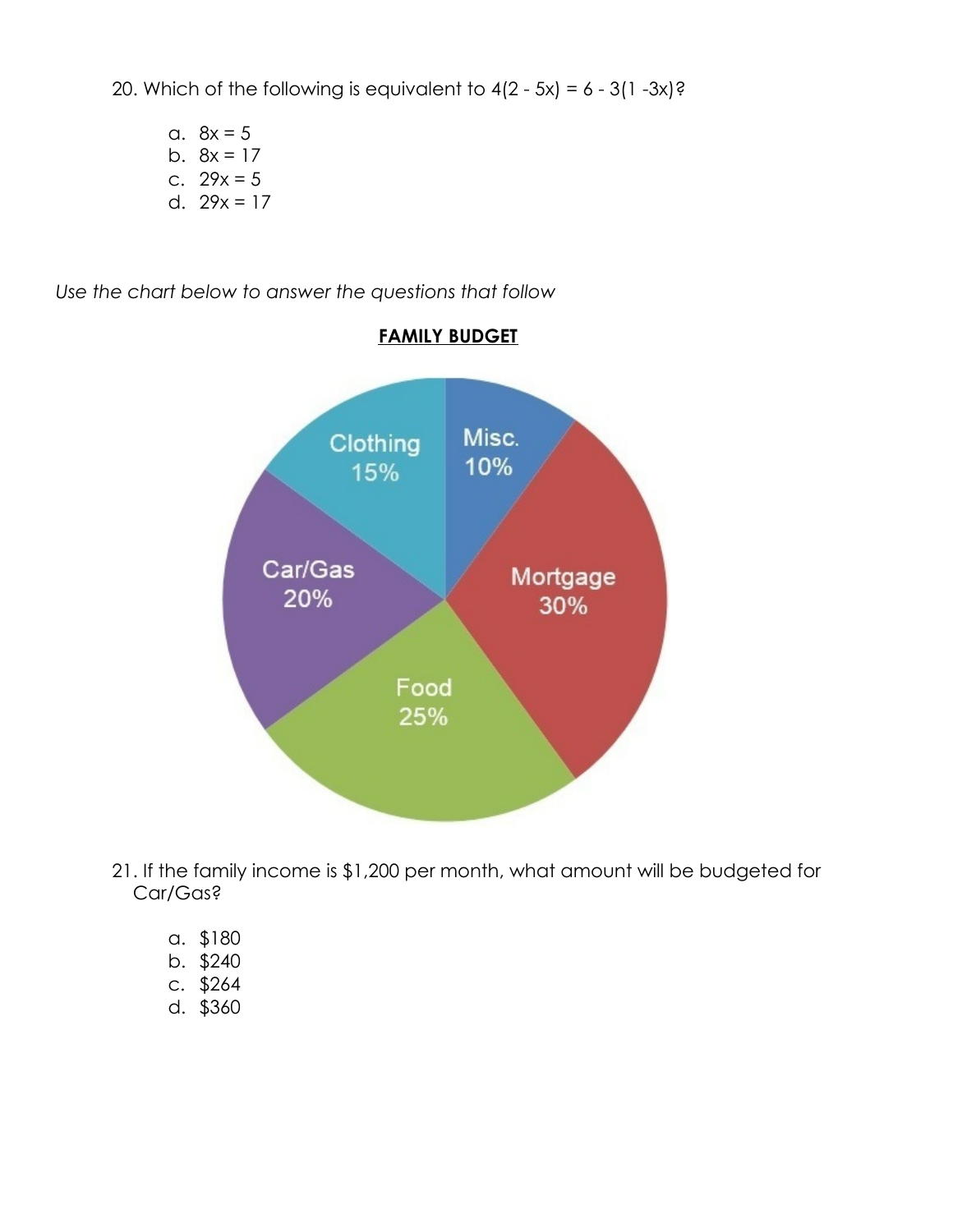20. Which of the following is equivalent to $4(2 - 5x) = 6 - 3(1 - 3x)$?

   a. $8x = 5$
   b. $8x = 17$
   c. $29x = 5$
   d. $29x = 17$

*Use the chart below to answer the questions that follow*

**FAMILY BUDGET**

| Category | Percent |
| --- | --- |
| Misc. | 10% |
| Mortgage | 30% |
| Food | 25% |
| Car/Gas | 20% |
| Clothing | 15% |

21. If the family income is $1,200 per month, what amount will be budgeted for Car/Gas?

   a. $180
   b. $240
   c. $264
   d. $360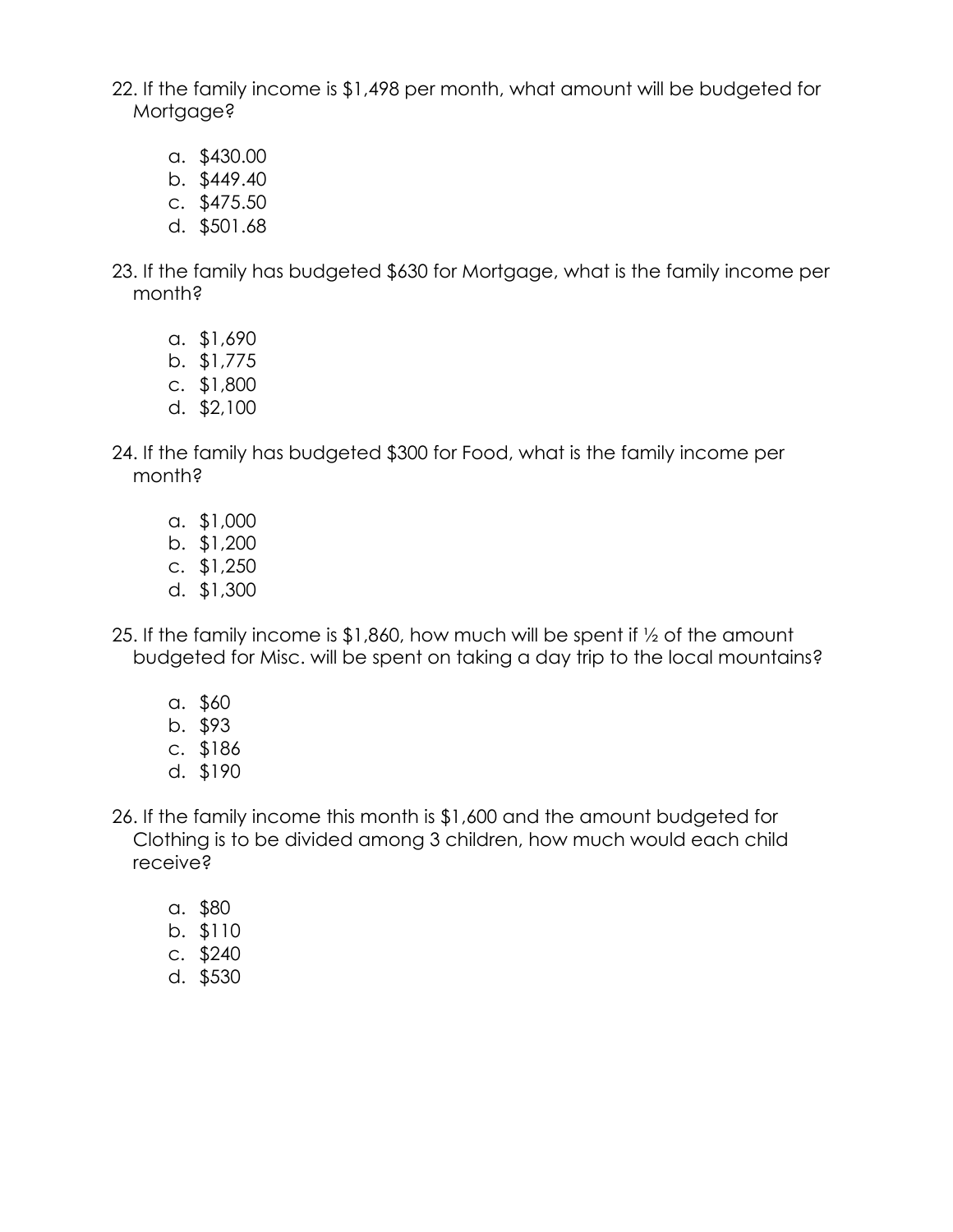22. If the family income is $1,498 per month, what amount will be budgeted for Mortgage?

    a. $430.00
    b. $449.40
    c. $475.50
    d. $501.68

23. If the family has budgeted $630 for Mortgage, what is the family income per month?

    a. $1,690
    b. $1,775
    c. $1,800
    d. $2,100

24. If the family has budgeted $300 for Food, what is the family income per month?

    a. $1,000
    b. $1,200
    c. $1,250
    d. $1,300

25. If the family income is $1,860, how much will be spent if ½ of the amount budgeted for Misc. will be spent on taking a day trip to the local mountains?

    a. $60
    b. $93
    c. $186
    d. $190

26. If the family income this month is $1,600 and the amount budgeted for Clothing is to be divided among 3 children, how much would each child receive?

    a. $80
    b. $110
    c. $240
    d. $530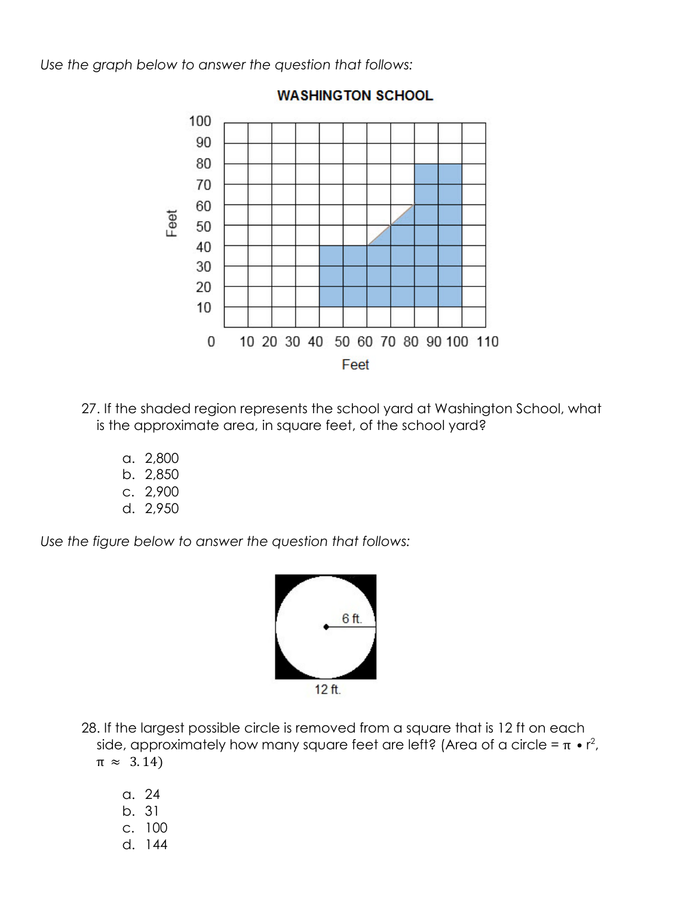*Use the graph below to answer the question that follows:*

27. If the shaded region represents the school yard at Washington School, what is the approximate area, in square feet, of the school yard?

    a. 2,800
    b. 2,850
    c. 2,900
    d. 2,950

*Use the figure below to answer the question that follows:*

28. If the largest possible circle is removed from a square that is 12 ft on each side, approximately how many square feet are left? (Area of a circle = $\pi \bullet r^2$, $\pi \approx 3.14$)

    a. 24
    b. 31
    c. 100
    d. 144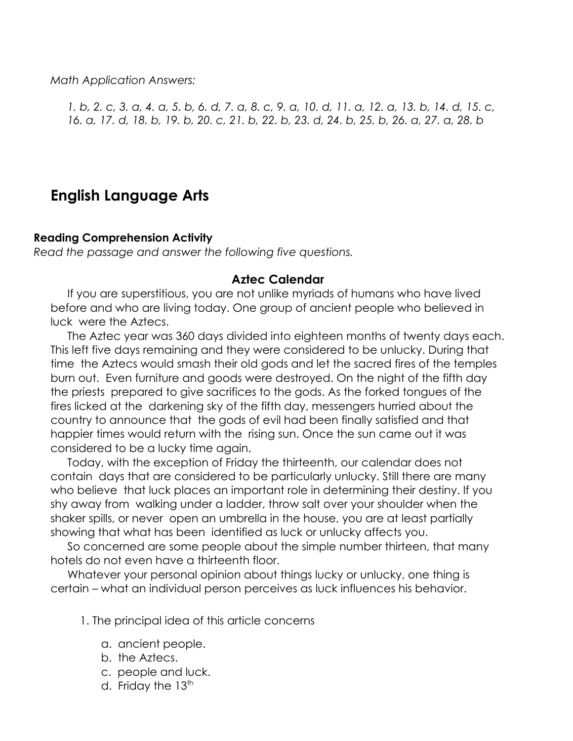*Math Application Answers:*

*1. b, 2. c, 3. a, 4. a, 5. b, 6. d, 7. a, 8. c, 9. a, 10. d, 11. a, 12. a, 13. b, 14. d, 15. c, 16. a, 17. d, 18. b, 19. b, 20. c, 21. b, 22. b, 23. d, 24. b, 25. b, 26. a, 27. a, 28. b*

# English Language Arts

### Reading Comprehension Activity

*Read the passage and answer the following five questions.*

**Aztec Calendar**

If you are superstitious, you are not unlike myriads of humans who have lived before and who are living today. One group of ancient people who believed in luck were the Aztecs.

The Aztec year was 360 days divided into eighteen months of twenty days each. This left five days remaining and they were considered to be unlucky. During that time the Aztecs would smash their old gods and let the sacred fires of the temples burn out. Even furniture and goods were destroyed. On the night of the fifth day the priests prepared to give sacrifices to the gods. As the forked tongues of the fires licked at the darkening sky of the fifth day, messengers hurried about the country to announce that the gods of evil had been finally satisfied and that happier times would return with the rising sun. Once the sun came out it was considered to be a lucky time again.

Today, with the exception of Friday the thirteenth, our calendar does not contain days that are considered to be particularly unlucky. Still there are many who believe that luck places an important role in determining their destiny. If you shy away from walking under a ladder, throw salt over your shoulder when the shaker spills, or never open an umbrella in the house, you are at least partially showing that what has been identified as luck or unlucky affects you.

So concerned are some people about the simple number thirteen, that many hotels do not even have a thirteenth floor.

Whatever your personal opinion about things lucky or unlucky, one thing is certain – what an individual person perceives as luck influences his behavior.

1. The principal idea of this article concerns

   a. ancient people.
   b. the Aztecs.
   c. people and luck.
   d. Friday the 13th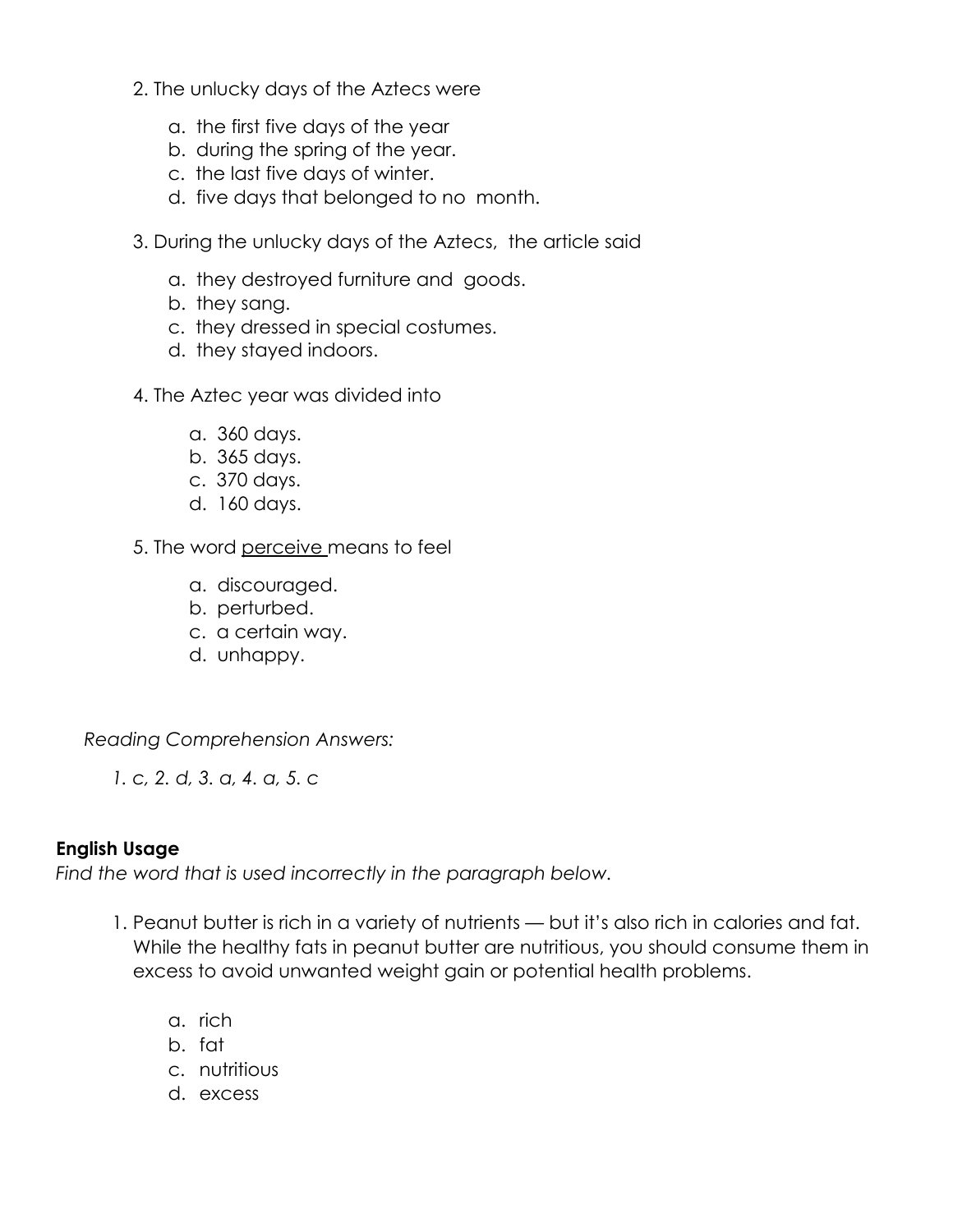2. The unlucky days of the Aztecs were

    a. the first five days of the year
    b. during the spring of the year.
    c. the last five days of winter.
    d. five days that belonged to no month.

3. During the unlucky days of the Aztecs, the article said

    a. they destroyed furniture and goods.
    b. they sang.
    c. they dressed in special costumes.
    d. they stayed indoors.

4. The Aztec year was divided into

    a. 360 days.
    b. 365 days.
    c. 370 days.
    d. 160 days.

5. The word <u>perceive</u> means to feel

    a. discouraged.
    b. perturbed.
    c. a certain way.
    d. unhappy.

*Reading Comprehension Answers:*

*1. c, 2. d, 3. a, 4. a, 5. c*

**English Usage**

*Find the word that is used incorrectly in the paragraph below.*

1. Peanut butter is rich in a variety of nutrients — but it's also rich in calories and fat. While the healthy fats in peanut butter are nutritious, you should consume them in excess to avoid unwanted weight gain or potential health problems.

    a. rich
    b. fat
    c. nutritious
    d. excess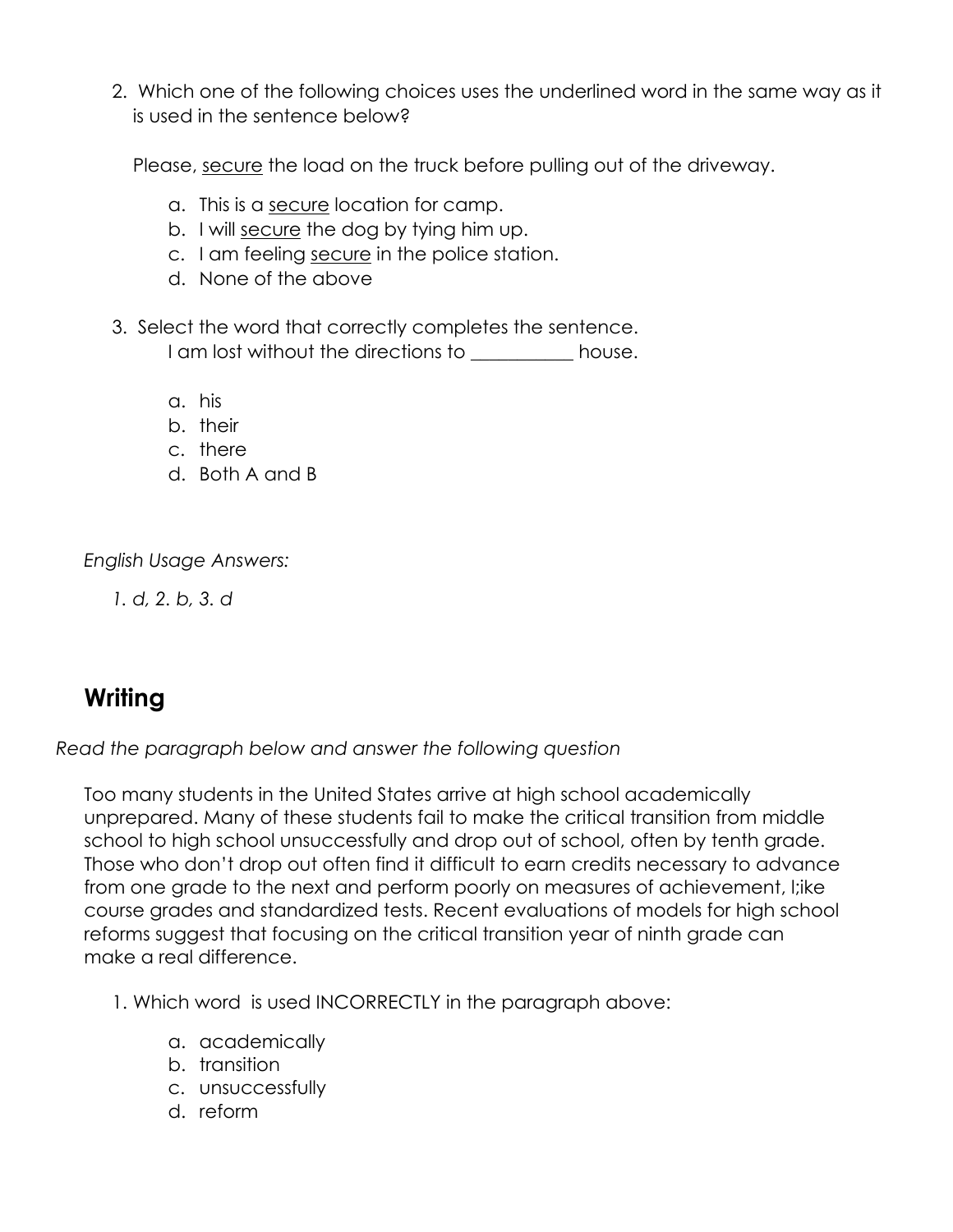2. Which one of the following choices uses the underlined word in the same way as it is used in the sentence below?

   Please, <u>secure</u> the load on the truck before pulling out of the driveway.

   a. This is a <u>secure</u> location for camp.
   b. I will <u>secure</u> the dog by tying him up.
   c. I am feeling <u>secure</u> in the police station.
   d. None of the above

3. Select the word that correctly completes the sentence.
   I am lost without the directions to __________ house.

   a. his
   b. their
   c. there
   d. Both A and B

*English Usage Answers:*

*1. d, 2. b, 3. d*

## Writing

*Read the paragraph below and answer the following question*

Too many students in the United States arrive at high school academically unprepared. Many of these students fail to make the critical transition from middle school to high school unsuccessfully and drop out of school, often by tenth grade. Those who don't drop out often find it difficult to earn credits necessary to advance from one grade to the next and perform poorly on measures of achievement, l;ike course grades and standardized tests. Recent evaluations of models for high school reforms suggest that focusing on the critical transition year of ninth grade can make a real difference.

1. Which word is used INCORRECTLY in the paragraph above:

   a. academically
   b. transition
   c. unsuccessfully
   d. reform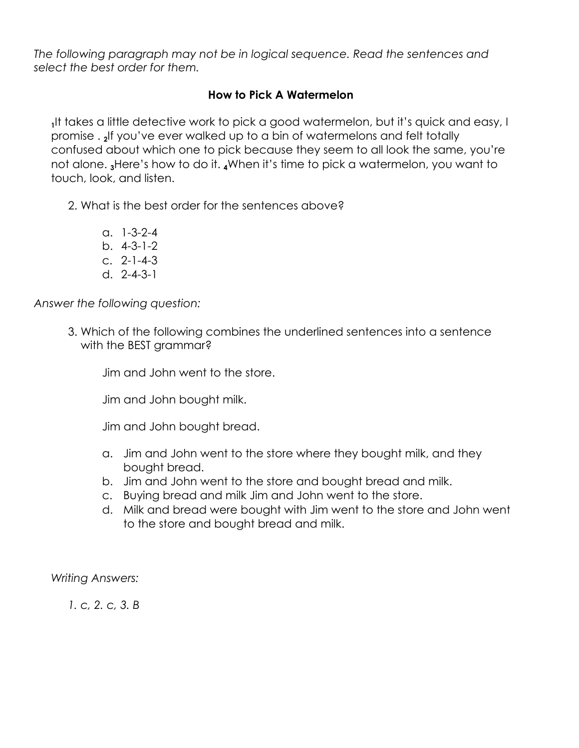*The following paragraph may not be in logical sequence. Read the sentences and select the best order for them.*

**How to Pick A Watermelon**

[1]It takes a little detective work to pick a good watermelon, but it's quick and easy, I promise . [2]If you've ever walked up to a bin of watermelons and felt totally confused about which one to pick because they seem to all look the same, you're not alone. [3]Here's how to do it. [4]When it's time to pick a watermelon, you want to touch, look, and listen.

2. What is the best order for the sentences above?

    a. 1-3-2-4
    b. 4-3-1-2
    c. 2-1-4-3
    d. 2-4-3-1

*Answer the following question:*

3. Which of the following combines the underlined sentences into a sentence with the BEST grammar?

    Jim and John went to the store.

    Jim and John bought milk.

    Jim and John bought bread.

    a. Jim and John went to the store where they bought milk, and they bought bread.
    b. Jim and John went to the store and bought bread and milk.
    c. Buying bread and milk Jim and John went to the store.
    d. Milk and bread were bought with Jim went to the store and John went to the store and bought bread and milk.

*Writing Answers:*

*1. c, 2. c, 3. B*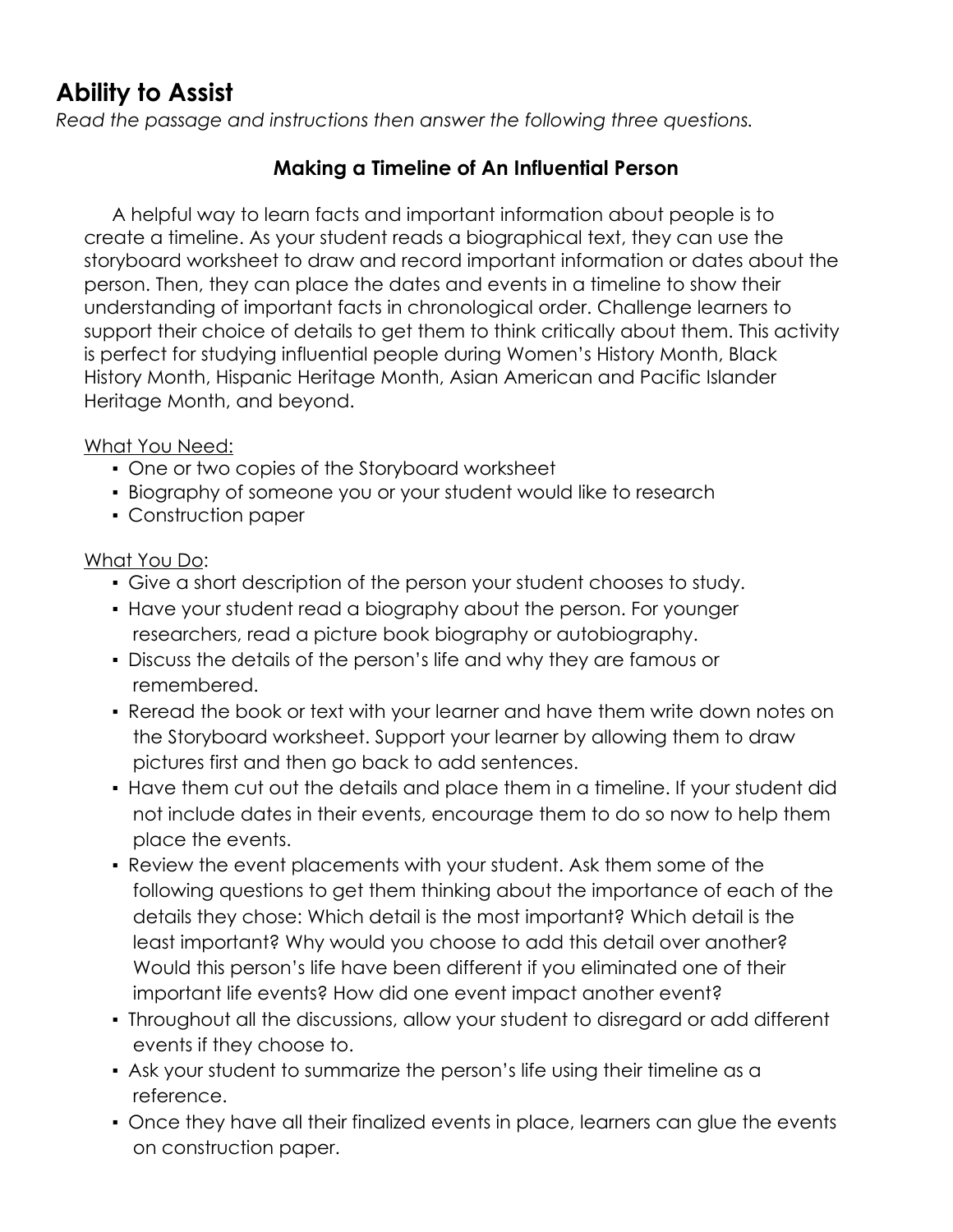## Ability to Assist

*Read the passage and instructions then answer the following three questions.*

### Making a Timeline of An Influential Person

A helpful way to learn facts and important information about people is to create a timeline. As your student reads a biographical text, they can use the storyboard worksheet to draw and record important information or dates about the person. Then, they can place the dates and events in a timeline to show their understanding of important facts in chronological order. Challenge learners to support their choice of details to get them to think critically about them. This activity is perfect for studying influential people during Women's History Month, Black History Month, Hispanic Heritage Month, Asian American and Pacific Islander Heritage Month, and beyond.

<u>What You Need:</u>

- One or two copies of the Storyboard worksheet
- Biography of someone you or your student would like to research
- Construction paper

<u>What You Do</u>:

- Give a short description of the person your student chooses to study.
- Have your student read a biography about the person. For younger researchers, read a picture book biography or autobiography.
- Discuss the details of the person's life and why they are famous or remembered.
- Reread the book or text with your learner and have them write down notes on the Storyboard worksheet. Support your learner by allowing them to draw pictures first and then go back to add sentences.
- Have them cut out the details and place them in a timeline. If your student did not include dates in their events, encourage them to do so now to help them place the events.
- Review the event placements with your student. Ask them some of the following questions to get them thinking about the importance of each of the details they chose: Which detail is the most important? Which detail is the least important? Why would you choose to add this detail over another? Would this person's life have been different if you eliminated one of their important life events? How did one event impact another event?
- Throughout all the discussions, allow your student to disregard or add different events if they choose to.
- Ask your student to summarize the person's life using their timeline as a reference.
- Once they have all their finalized events in place, learners can glue the events on construction paper.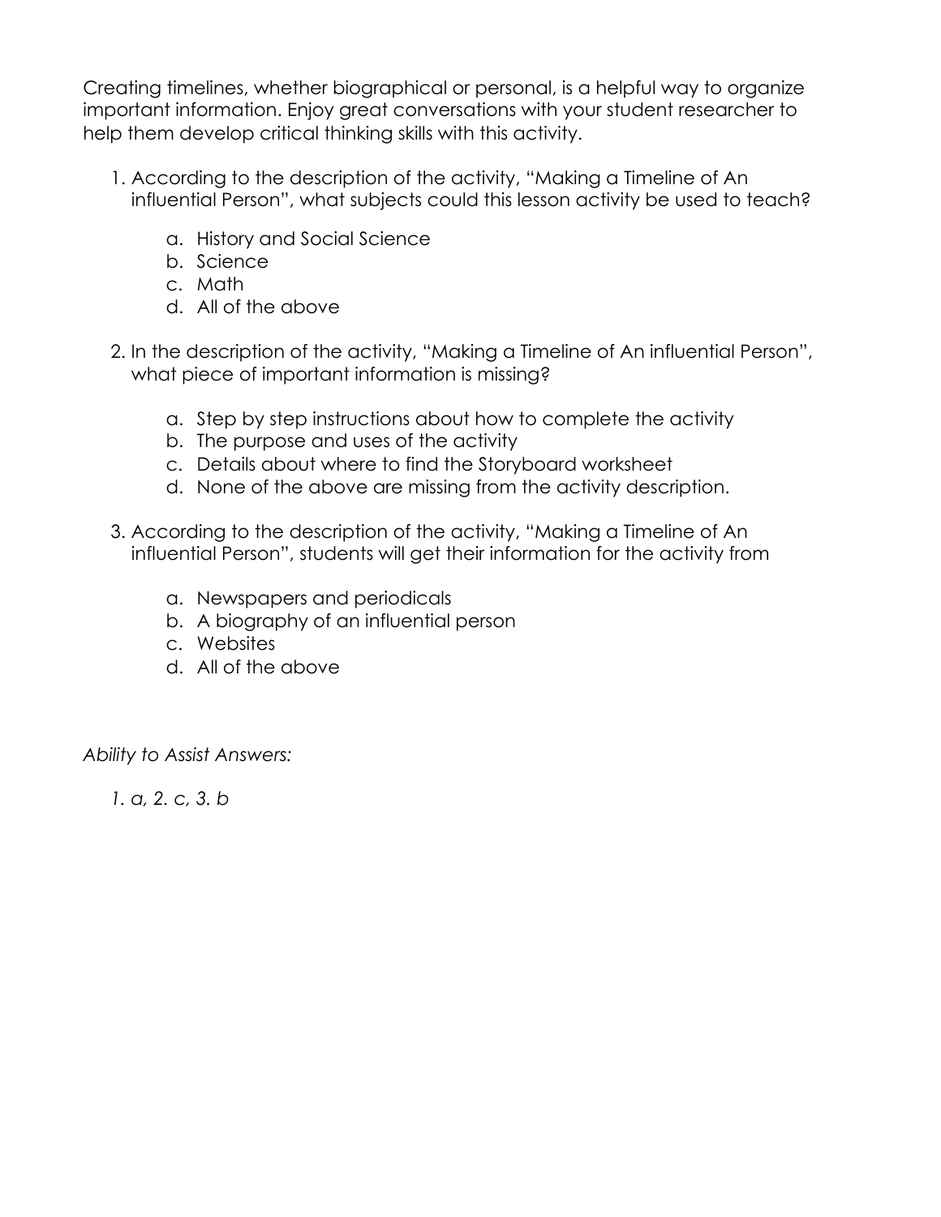Creating timelines, whether biographical or personal, is a helpful way to organize important information. Enjoy great conversations with your student researcher to help them develop critical thinking skills with this activity.

1. According to the description of the activity, "Making a Timeline of An influential Person", what subjects could this lesson activity be used to teach?

   a. History and Social Science
   b. Science
   c. Math
   d. All of the above

2. In the description of the activity, "Making a Timeline of An influential Person", what piece of important information is missing?

   a. Step by step instructions about how to complete the activity
   b. The purpose and uses of the activity
   c. Details about where to find the Storyboard worksheet
   d. None of the above are missing from the activity description.

3. According to the description of the activity, "Making a Timeline of An influential Person", students will get their information for the activity from

   a. Newspapers and periodicals
   b. A biography of an influential person
   c. Websites
   d. All of the above

*Ability to Assist Answers:*

*1. a, 2. c, 3. b*